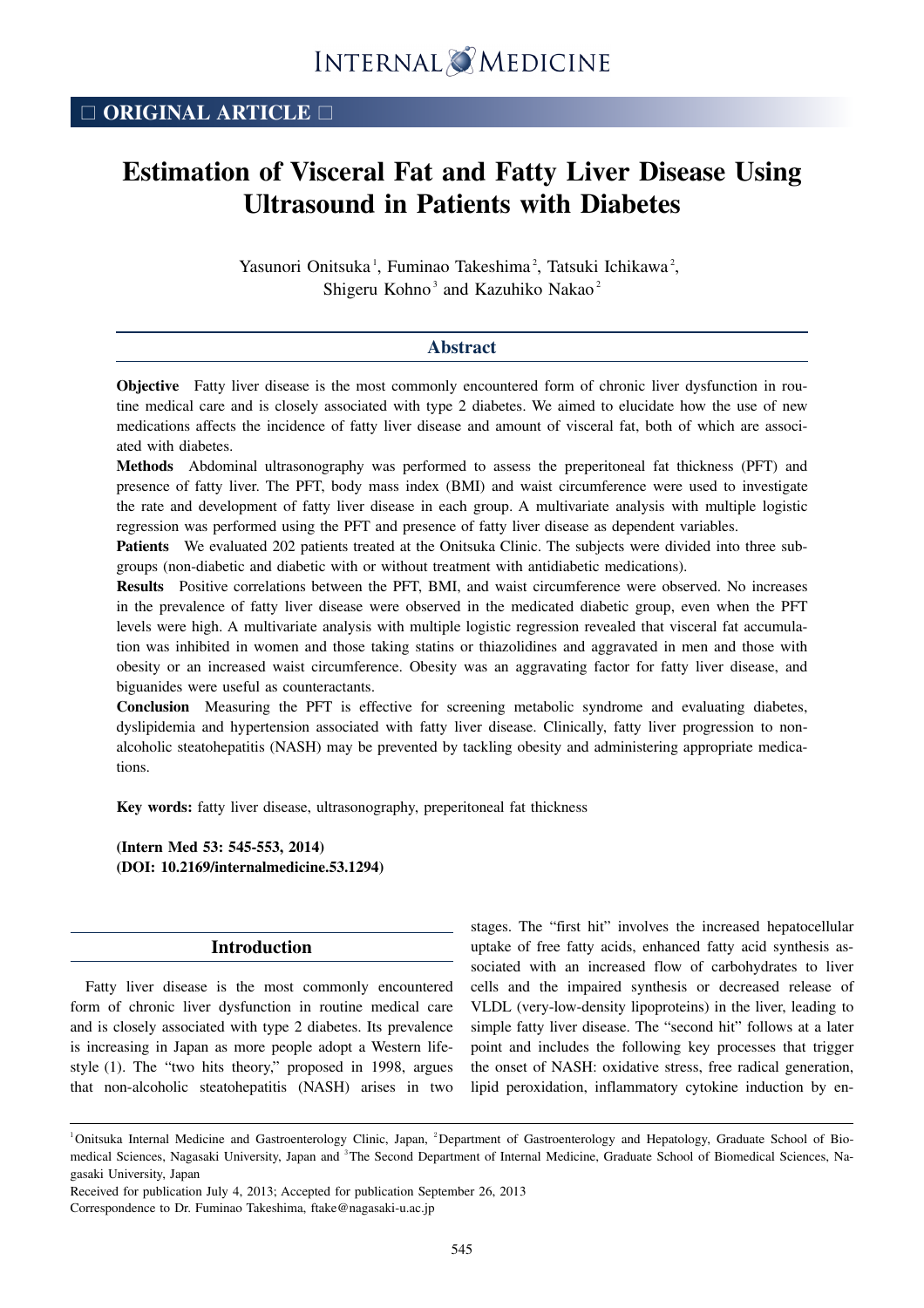□ ORIGINAL ARTICLE □

# Estimation of Visceral Fat and Fatty Liver Disease Using Ultrasound in Patients with Diabetes

Yasunori Onitsuka[1], Fuminao Takeshima[2], Tatsuki Ichikawa[2], Shigeru Kohno[3] and Kazuhiko Nakao[2]

## Abstract

**Objective** Fatty liver disease is the most commonly encountered form of chronic liver dysfunction in routine medical care and is closely associated with type 2 diabetes. We aimed to elucidate how the use of new medications affects the incidence of fatty liver disease and amount of visceral fat, both of which are associated with diabetes.

**Methods** Abdominal ultrasonography was performed to assess the preperitoneal fat thickness (PFT) and presence of fatty liver. The PFT, body mass index (BMI) and waist circumference were used to investigate the rate and development of fatty liver disease in each group. A multivariate analysis with multiple logistic regression was performed using the PFT and presence of fatty liver disease as dependent variables.

**Patients** We evaluated 202 patients treated at the Onitsuka Clinic. The subjects were divided into three subgroups (non-diabetic and diabetic with or without treatment with antidiabetic medications).

**Results** Positive correlations between the PFT, BMI, and waist circumference were observed. No increases in the prevalence of fatty liver disease were observed in the medicated diabetic group, even when the PFT levels were high. A multivariate analysis with multiple logistic regression revealed that visceral fat accumulation was inhibited in women and those taking statins or thiazolidines and aggravated in men and those with obesity or an increased waist circumference. Obesity was an aggravating factor for fatty liver disease, and biguanides were useful as counteractants.

**Conclusion** Measuring the PFT is effective for screening metabolic syndrome and evaluating diabetes, dyslipidemia and hypertension associated with fatty liver disease. Clinically, fatty liver progression to nonalcoholic steatohepatitis (NASH) may be prevented by tackling obesity and administering appropriate medications.

**Key words:** fatty liver disease, ultrasonography, preperitoneal fat thickness

**(Intern Med 53: 545-553, 2014)**
**(DOI: 10.2169/internalmedicine.53.1294)**

## Introduction

Fatty liver disease is the most commonly encountered form of chronic liver dysfunction in routine medical care and is closely associated with type 2 diabetes. Its prevalence is increasing in Japan as more people adopt a Western lifestyle (1). The "two hits theory," proposed in 1998, argues that non-alcoholic steatohepatitis (NASH) arises in two stages. The "first hit" involves the increased hepatocellular uptake of free fatty acids, enhanced fatty acid synthesis associated with an increased flow of carbohydrates to liver cells and the impaired synthesis or decreased release of VLDL (very-low-density lipoproteins) in the liver, leading to simple fatty liver disease. The "second hit" follows at a later point and includes the following key processes that trigger the onset of NASH: oxidative stress, free radical generation, lipid peroxidation, inflammatory cytokine induction by en-

[1]Onitsuka Internal Medicine and Gastroenterology Clinic, Japan, [2]Department of Gastroenterology and Hepatology, Graduate School of Biomedical Sciences, Nagasaki University, Japan and [3]The Second Department of Internal Medicine, Graduate School of Biomedical Sciences, Nagasaki University, Japan

Received for publication July 4, 2013; Accepted for publication September 26, 2013

Correspondence to Dr. Fuminao Takeshima, ftake@nagasaki-u.ac.jp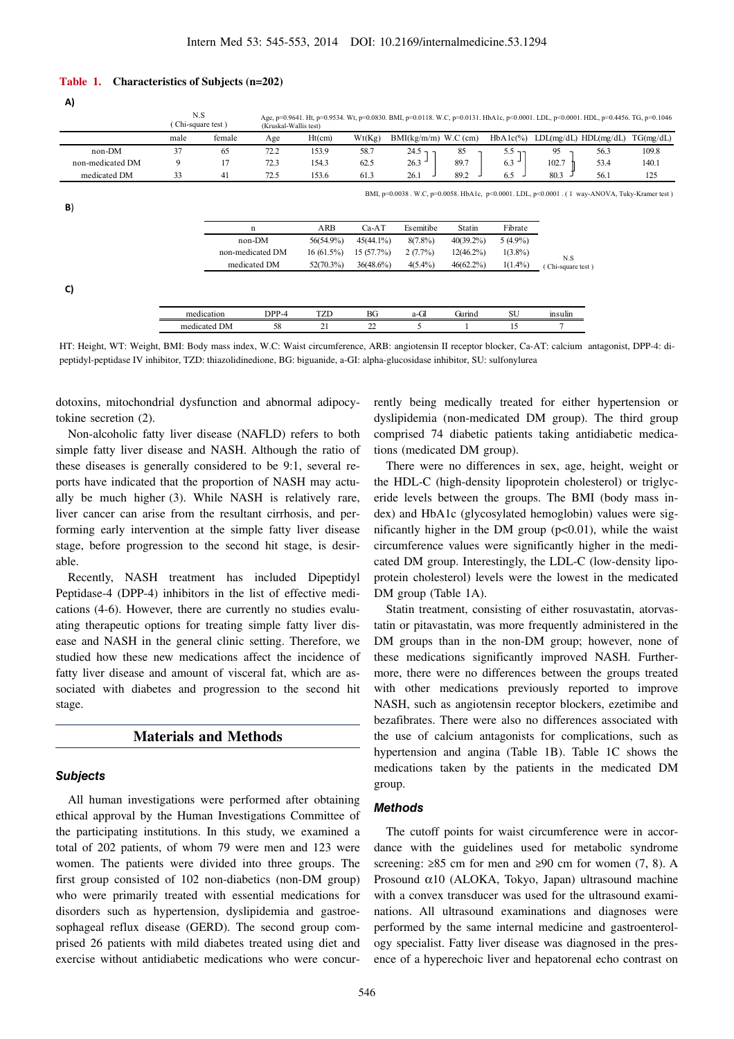**Table 1. Characteristics of Subjects (n=202)**

**A)**

N.S (Chi-square test) — sex

Age, p=0.9641. Ht, p=0.9534. Wt, p=0.0830. BMI, p=0.0118. W.C, p=0.0131. HbA1c, p<0.0001. LDL, p<0.0001. HDL, p=0.4456. TG, p=0.1046 (Kruskal-Wallis test)

| | male | female | Age | Ht(cm) | Wt(Kg) | BMI(kg/m/m) | W.C (cm) | HbA1c(%) | LDL(mg/dL) | HDL(mg/dL) | TG(mg/dL) |
|---|---|---|---|---|---|---|---|---|---|---|---|
| non-DM | 37 | 65 | 72.2 | 153.9 | 58.7 | 24.5 | 85 | 5.5 | 95 | 56.3 | 109.8 |
| non-medicated DM | 9 | 17 | 72.3 | 154.3 | 62.5 | 26.3 | 89.7 | 6.3 | 102.7 | 53.4 | 140.1 |
| medicated DM | 33 | 41 | 72.5 | 153.6 | 61.3 | 26.1 | 89.2 | 6.5 | 80.3 | 56.1 | 125 |

BMI, p=0.0038 . W.C, p=0.0058. HbA1c, p<0.0001. LDL, p<0.0001 . ( 1 way-ANOVA, Tuky-Kramer test )

**B)**

| n | ARB | Ca-AT | Esemitibe | Statin | Fibrate |
|---|---|---|---|---|---|
| non-DM | 56(54.9%) | 45(44.1%) | 8(7.8%) | 40(39.2%) | 5 (4.9%) |
| non-medicated DM | 16 (61.5%) | 15 (57.7%) | 2 (7.7%) | 12(46.2%) | 1(3.8%) |
| medicated DM | 52(70.3%) | 36(48.6%) | 4(5.4%) | 46(62.2%) | 1(1.4%) |

N.S (Chi-square test)

**C)**

| medication | DPP-4 | TZD | BG | a-GI | Gurind | SU | insulin |
|---|---|---|---|---|---|---|---|
| medicated DM | 58 | 21 | 22 | 5 | 1 | 15 | 7 |

HT: Height, WT: Weight, BMI: Body mass index, W.C: Waist circumference, ARB: angiotensin II receptor blocker, Ca-AT: calcium antagonist, DPP-4: dipeptidyl-peptidase IV inhibitor, TZD: thiazolidinedione, BG: biguanide, a-GI: alpha-glucosidase inhibitor, SU: sulfonylurea

dotoxins, mitochondrial dysfunction and abnormal adipocytokine secretion (2).

Non-alcoholic fatty liver disease (NAFLD) refers to both simple fatty liver disease and NASH. Although the ratio of these diseases is generally considered to be 9:1, several reports have indicated that the proportion of NASH may actually be much higher (3). While NASH is relatively rare, liver cancer can arise from the resultant cirrhosis, and performing early intervention at the simple fatty liver disease stage, before progression to the second hit stage, is desirable.

Recently, NASH treatment has included Dipeptidyl Peptidase-4 (DPP-4) inhibitors in the list of effective medications (4-6). However, there are currently no studies evaluating therapeutic options for treating simple fatty liver disease and NASH in the general clinic setting. Therefore, we studied how these new medications affect the incidence of fatty liver disease and amount of visceral fat, which are associated with diabetes and progression to the second hit stage.

## Materials and Methods

### Subjects

All human investigations were performed after obtaining ethical approval by the Human Investigations Committee of the participating institutions. In this study, we examined a total of 202 patients, of whom 79 were men and 123 were women. The patients were divided into three groups. The first group consisted of 102 non-diabetics (non-DM group) who were primarily treated with essential medications for disorders such as hypertension, dyslipidemia and gastroesophageal reflux disease (GERD). The second group comprised 26 patients with mild diabetes treated using diet and exercise without antidiabetic medications who were concurrently being medically treated for either hypertension or dyslipidemia (non-medicated DM group). The third group comprised 74 diabetic patients taking antidiabetic medications (medicated DM group).

There were no differences in sex, age, height, weight or the HDL-C (high-density lipoprotein cholesterol) or triglyceride levels between the groups. The BMI (body mass index) and HbA1c (glycosylated hemoglobin) values were significantly higher in the DM group ($p<0.01$), while the waist circumference values were significantly higher in the medicated DM group. Interestingly, the LDL-C (low-density lipoprotein cholesterol) levels were the lowest in the medicated DM group (Table 1A).

Statin treatment, consisting of either rosuvastatin, atorvastatin or pitavastatin, was more frequently administered in the DM groups than in the non-DM group; however, none of these medications significantly improved NASH. Furthermore, there were no differences between the groups treated with other medications previously reported to improve NASH, such as angiotensin receptor blockers, ezetimibe and bezafibrates. There were also no differences associated with the use of calcium antagonists for complications, such as hypertension and angina (Table 1B). Table 1C shows the medications taken by the patients in the medicated DM group.

### Methods

The cutoff points for waist circumference were in accordance with the guidelines used for metabolic syndrome screening: ≥85 cm for men and ≥90 cm for women (7, 8). A Prosound $\alpha$10 (ALOKA, Tokyo, Japan) ultrasound machine with a convex transducer was used for the ultrasound examinations. All ultrasound examinations and diagnoses were performed by the same internal medicine and gastroenterology specialist. Fatty liver disease was diagnosed in the presence of a hyperechoic liver and hepatorenal echo contrast on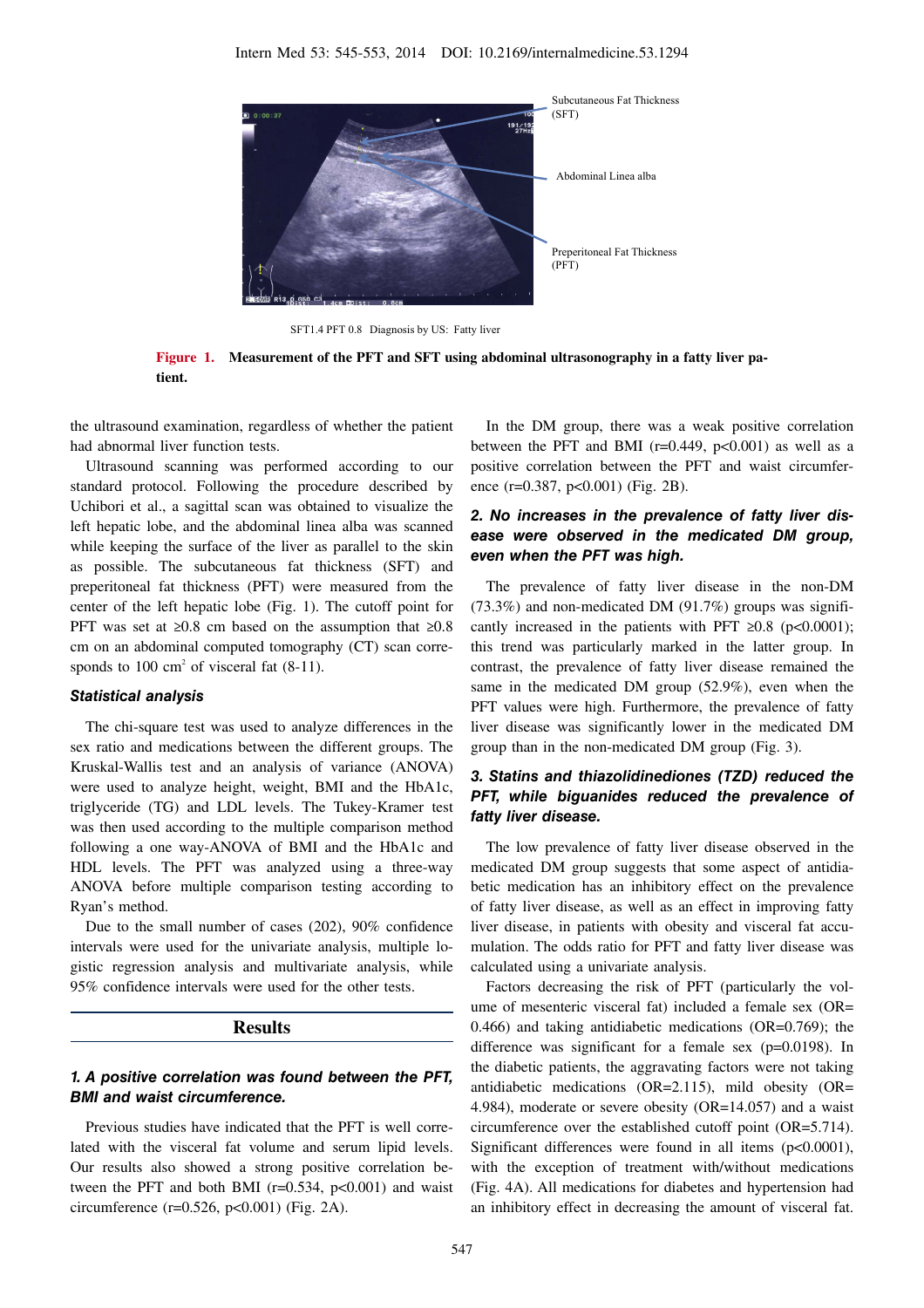Subcutaneous Fat Thickness (SFT)

Abdominal Linea alba

Preperitoneal Fat Thickness (PFT)

SFT1.4 PFT 0.8 Diagnosis by US: Fatty liver

**Figure 1. Measurement of the PFT and SFT using abdominal ultrasonography in a fatty liver patient.**

the ultrasound examination, regardless of whether the patient had abnormal liver function tests.

Ultrasound scanning was performed according to our standard protocol. Following the procedure described by Uchibori et al., a sagittal scan was obtained to visualize the left hepatic lobe, and the abdominal linea alba was scanned while keeping the surface of the liver as parallel to the skin as possible. The subcutaneous fat thickness (SFT) and preperitoneal fat thickness (PFT) were measured from the center of the left hepatic lobe (Fig. 1). The cutoff point for PFT was set at ≥0.8 cm based on the assumption that ≥0.8 cm on an abdominal computed tomography (CT) scan corresponds to 100 $cm^2$ of visceral fat (8-11).

### Statistical analysis

The chi-square test was used to analyze differences in the sex ratio and medications between the different groups. The Kruskal-Wallis test and an analysis of variance (ANOVA) were used to analyze height, weight, BMI and the HbA1c, triglyceride (TG) and LDL levels. The Tukey-Kramer test was then used according to the multiple comparison method following a one way-ANOVA of BMI and the HbA1c and HDL levels. The PFT was analyzed using a three-way ANOVA before multiple comparison testing according to Ryan's method.

Due to the small number of cases (202), 90% confidence intervals were used for the univariate analysis, multiple logistic regression analysis and multivariate analysis, while 95% confidence intervals were used for the other tests.

## Results

### 1. A positive correlation was found between the PFT, BMI and waist circumference.

Previous studies have indicated that the PFT is well correlated with the visceral fat volume and serum lipid levels. Our results also showed a strong positive correlation between the PFT and both BMI (r=0.534, p<0.001) and waist circumference (r=0.526, p<0.001) (Fig. 2A).

In the DM group, there was a weak positive correlation between the PFT and BMI (r=0.449, p<0.001) as well as a positive correlation between the PFT and waist circumference (r=0.387, p<0.001) (Fig. 2B).

### 2. No increases in the prevalence of fatty liver disease were observed in the medicated DM group, even when the PFT was high.

The prevalence of fatty liver disease in the non-DM (73.3%) and non-medicated DM (91.7%) groups was significantly increased in the patients with PFT ≥0.8 (p<0.0001); this trend was particularly marked in the latter group. In contrast, the prevalence of fatty liver disease remained the same in the medicated DM group (52.9%), even when the PFT values were high. Furthermore, the prevalence of fatty liver disease was significantly lower in the medicated DM group than in the non-medicated DM group (Fig. 3).

### 3. Statins and thiazolidinediones (TZD) reduced the PFT, while biguanides reduced the prevalence of fatty liver disease.

The low prevalence of fatty liver disease observed in the medicated DM group suggests that some aspect of antidiabetic medication has an inhibitory effect on the prevalence of fatty liver disease, as well as an effect in improving fatty liver disease, in patients with obesity and visceral fat accumulation. The odds ratio for PFT and fatty liver disease was calculated using a univariate analysis.

Factors decreasing the risk of PFT (particularly the volume of mesenteric visceral fat) included a female sex (OR=0.466) and taking antidiabetic medications (OR=0.769); the difference was significant for a female sex (p=0.0198). In the diabetic patients, the aggravating factors were not taking antidiabetic medications (OR=2.115), mild obesity (OR=4.984), moderate or severe obesity (OR=14.057) and a waist circumference over the established cutoff point (OR=5.714). Significant differences were found in all items (p<0.0001), with the exception of treatment with/without medications (Fig. 4A). All medications for diabetes and hypertension had an inhibitory effect in decreasing the amount of visceral fat.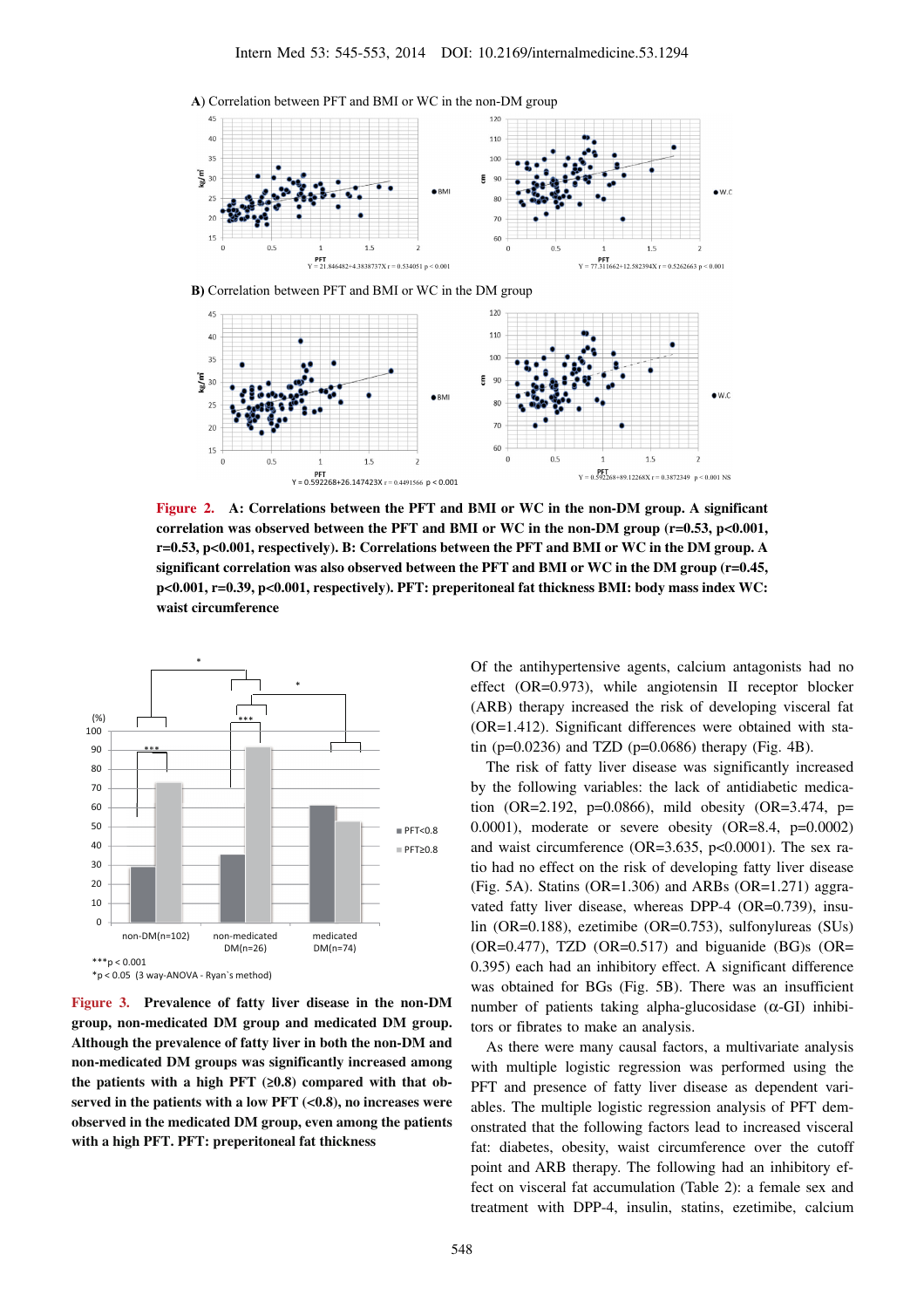**Figure 2. A: Correlations between the PFT and BMI or WC in the non-DM group. A significant correlation was observed between the PFT and BMI or WC in the non-DM group (r=0.53, p<0.001, r=0.53, p<0.001, respectively). B: Correlations between the PFT and BMI or WC in the DM group. A significant correlation was also observed between the PFT and BMI or WC in the DM group (r=0.45, p<0.001, r=0.39, p<0.001, respectively). PFT: preperitoneal fat thickness BMI: body mass index WC: waist circumference**

**Figure 3. Prevalence of fatty liver disease in the non-DM group, non-medicated DM group and medicated DM group. Although the prevalence of fatty liver in both the non-DM and non-medicated DM groups was significantly increased among the patients with a high PFT (≥0.8) compared with that observed in the patients with a low PFT (<0.8), no increases were observed in the medicated DM group, even among the patients with a high PFT. PFT: preperitoneal fat thickness**

Of the antihypertensive agents, calcium antagonists had no effect (OR=0.973), while angiotensin II receptor blocker (ARB) therapy increased the risk of developing visceral fat (OR=1.412). Significant differences were obtained with statin (p=0.0236) and TZD (p=0.0686) therapy (Fig. 4B).

The risk of fatty liver disease was significantly increased by the following variables: the lack of antidiabetic medication (OR=2.192, p=0.0866), mild obesity (OR=3.474, p=0.0001), moderate or severe obesity (OR=8.4, p=0.0002) and waist circumference (OR=3.635, p<0.0001). The sex ratio had no effect on the risk of developing fatty liver disease (Fig. 5A). Statins (OR=1.306) and ARBs (OR=1.271) aggravated fatty liver disease, whereas DPP-4 (OR=0.739), insulin (OR=0.188), ezetimibe (OR=0.753), sulfonylureas (SUs) (OR=0.477), TZD (OR=0.517) and biguanide (BG)s (OR=0.395) each had an inhibitory effect. A significant difference was obtained for BGs (Fig. 5B). There was an insufficient number of patients taking alpha-glucosidase (α-GI) inhibitors or fibrates to make an analysis.

As there were many causal factors, a multivariate analysis with multiple logistic regression was performed using the PFT and presence of fatty liver disease as dependent variables. The multiple logistic regression analysis of PFT demonstrated that the following factors lead to increased visceral fat: diabetes, obesity, waist circumference over the cutoff point and ARB therapy. The following had an inhibitory effect on visceral fat accumulation (Table 2): a female sex and treatment with DPP-4, insulin, statins, ezetimibe, calcium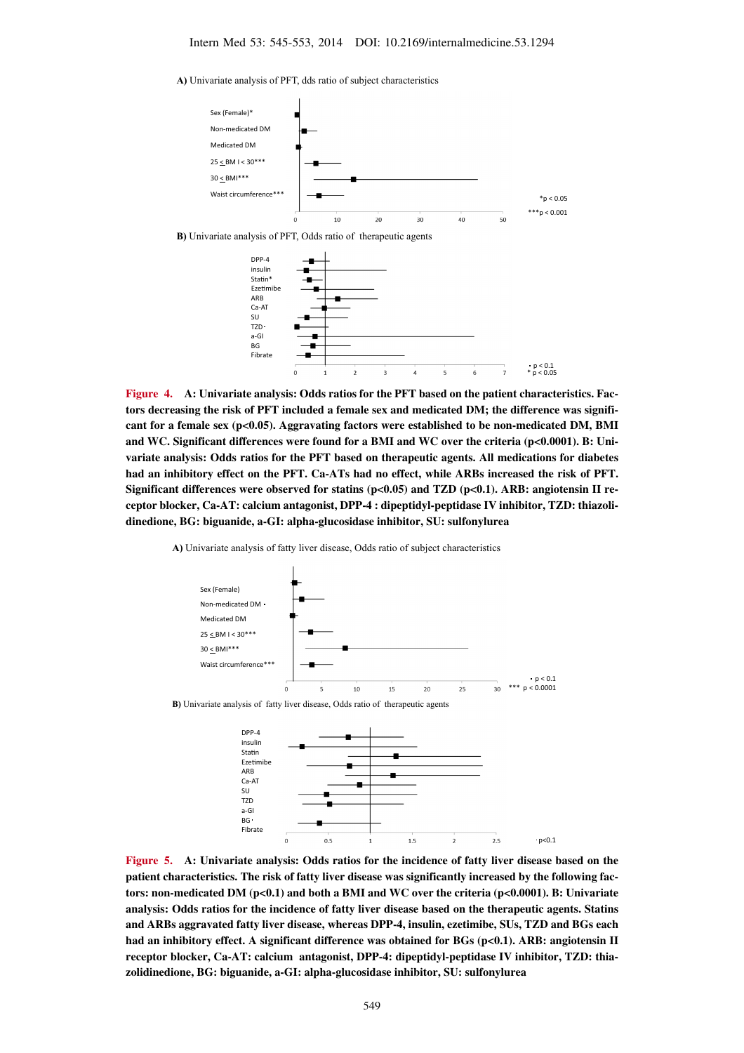A) Univariate analysis of PFT, dds ratio of subject characteristics

B) Univariate analysis of PFT, Odds ratio of therapeutic agents

**Figure 4. A: Univariate analysis: Odds ratios for the PFT based on the patient characteristics. Factors decreasing the risk of PFT included a female sex and medicated DM; the difference was significant for a female sex ($p<0.05$). Aggravating factors were established to be non-medicated DM, BMI and WC. Significant differences were found for a BMI and WC over the criteria ($p<0.0001$). B: Univariate analysis: Odds ratios for the PFT based on therapeutic agents. All medications for diabetes had an inhibitory effect on the PFT. Ca-ATs had no effect, while ARBs increased the risk of PFT. Significant differences were observed for statins ($p<0.05$) and TZD ($p<0.1$). ARB: angiotensin II receptor blocker, Ca-AT: calcium antagonist, DPP-4 : dipeptidyl-peptidase IV inhibitor, TZD: thiazolidinedione, BG: biguanide, a-GI: alpha-glucosidase inhibitor, SU: sulfonylurea**

A) Univariate analysis of fatty liver disease, Odds ratio of subject characteristics

B) Univariate analysis of fatty liver disease, Odds ratio of therapeutic agents

**Figure 5. A: Univariate analysis: Odds ratios for the incidence of fatty liver disease based on the patient characteristics. The risk of fatty liver disease was significantly increased by the following factors: non-medicated DM ($p<0.1$) and both a BMI and WC over the criteria ($p<0.0001$). B: Univariate analysis: Odds ratios for the incidence of fatty liver disease based on the therapeutic agents. Statins and ARBs aggravated fatty liver disease, whereas DPP-4, insulin, ezetimibe, SUs, TZD and BGs each had an inhibitory effect. A significant difference was obtained for BGs ($p<0.1$). ARB: angiotensin II receptor blocker, Ca-AT: calcium antagonist, DPP-4: dipeptidyl-peptidase IV inhibitor, TZD: thiazolidinedione, BG: biguanide, a-GI: alpha-glucosidase inhibitor, SU: sulfonylurea**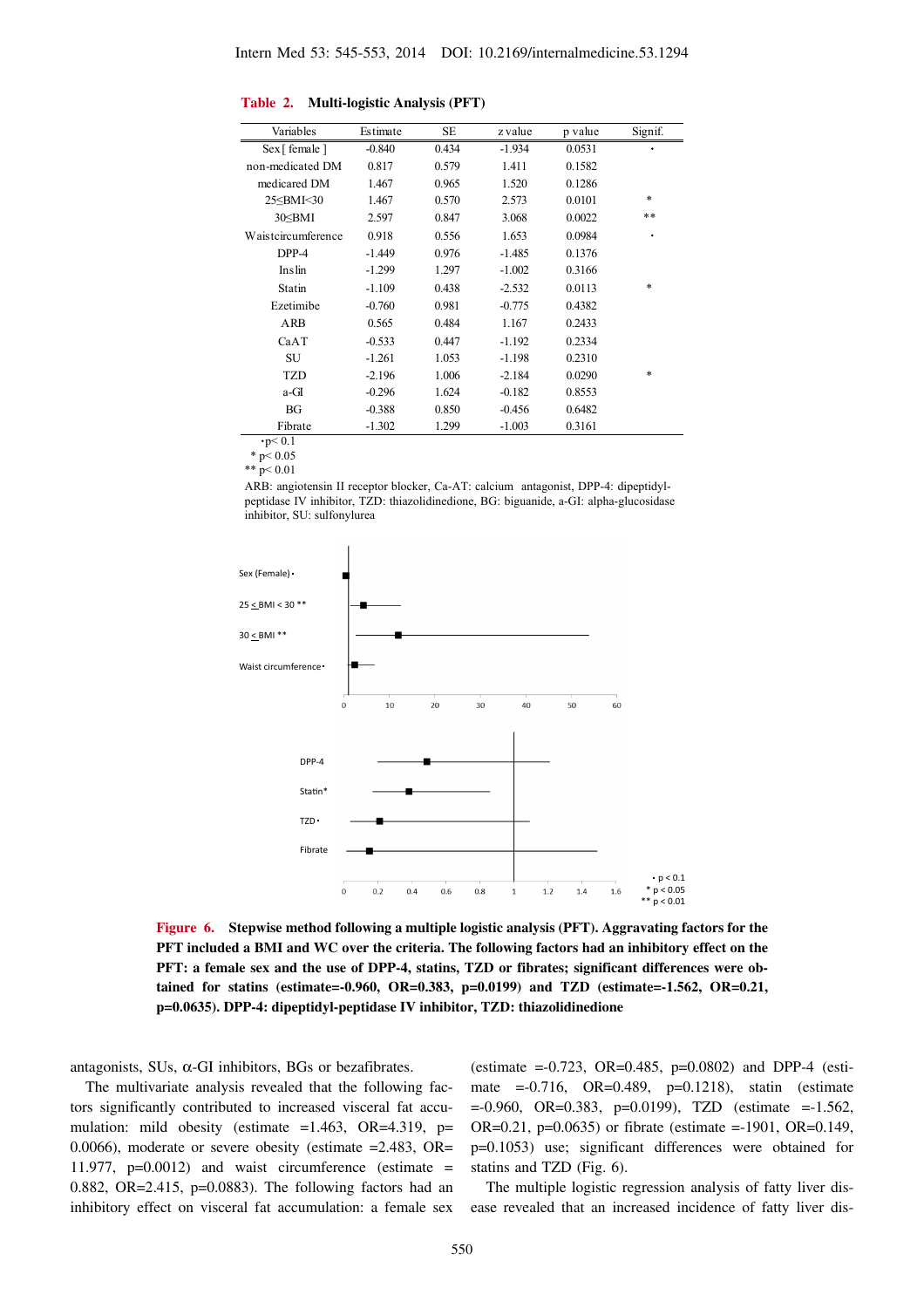**Table 2. Multi-logistic Analysis (PFT)**

| Variables | Estimate | SE | z value | p value | Signif. |
|---|---|---|---|---|---|
| Sex [ female ] | -0.840 | 0.434 | -1.934 | 0.0531 | · |
| non-medicated DM | 0.817 | 0.579 | 1.411 | 0.1582 | |
| medicared DM | 1.467 | 0.965 | 1.520 | 0.1286 | |
| 25≤BMI<30 | 1.467 | 0.570 | 2.573 | 0.0101 | * |
| 30≤BMI | 2.597 | 0.847 | 3.068 | 0.0022 | ** |
| Waistcircumference | 0.918 | 0.556 | 1.653 | 0.0984 | · |
| DPP-4 | -1.449 | 0.976 | -1.485 | 0.1376 | |
| Inslin | -1.299 | 1.297 | -1.002 | 0.3166 | |
| Statin | -1.109 | 0.438 | -2.532 | 0.0113 | * |
| Ezetimibe | -0.760 | 0.981 | -0.775 | 0.4382 | |
| ARB | 0.565 | 0.484 | 1.167 | 0.2433 | |
| CaAT | -0.533 | 0.447 | -1.192 | 0.2334 | |
| SU | -1.261 | 1.053 | -1.198 | 0.2310 | |
| TZD | -2.196 | 1.006 | -2.184 | 0.0290 | * |
| a-GI | -0.296 | 1.624 | -0.182 | 0.8553 | |
| BG | -0.388 | 0.850 | -0.456 | 0.6482 | |
| Fibrate | -1.302 | 1.299 | -1.003 | 0.3161 | |

·p< 0.1
* p< 0.05
** p< 0.01

ARB: angiotensin II receptor blocker, Ca-AT: calcium antagonist, DPP-4: dipeptidyl-peptidase IV inhibitor, TZD: thiazolidinedione, BG: biguanide, a-GI: alpha-glucosidase inhibitor, SU: sulfonylurea

**Figure 6. Stepwise method following a multiple logistic analysis (PFT). Aggravating factors for the PFT included a BMI and WC over the criteria. The following factors had an inhibitory effect on the PFT: a female sex and the use of DPP-4, statins, TZD or fibrates; significant differences were obtained for statins (estimate=-0.960, OR=0.383, p=0.0199) and TZD (estimate=-1.562, OR=0.21, p=0.0635). DPP-4: dipeptidyl-peptidase IV inhibitor, TZD: thiazolidinedione**

antagonists, SUs, α-GI inhibitors, BGs or bezafibrates.

The multivariate analysis revealed that the following factors significantly contributed to increased visceral fat accumulation: mild obesity (estimate =1.463, OR=4.319, p=0.0066), moderate or severe obesity (estimate =2.483, OR=11.977, p=0.0012) and waist circumference (estimate = 0.882, OR=2.415, p=0.0883). The following factors had an inhibitory effect on visceral fat accumulation: a female sex (estimate =-0.723, OR=0.485, p=0.0802) and DPP-4 (estimate =-0.716, OR=0.489, p=0.1218), statin (estimate =-0.960, OR=0.383, p=0.0199), TZD (estimate =-1.562, OR=0.21, p=0.0635) or fibrate (estimate =-1901, OR=0.149, p=0.1053) use; significant differences were obtained for statins and TZD (Fig. 6).

The multiple logistic regression analysis of fatty liver disease revealed that an increased incidence of fatty liver dis-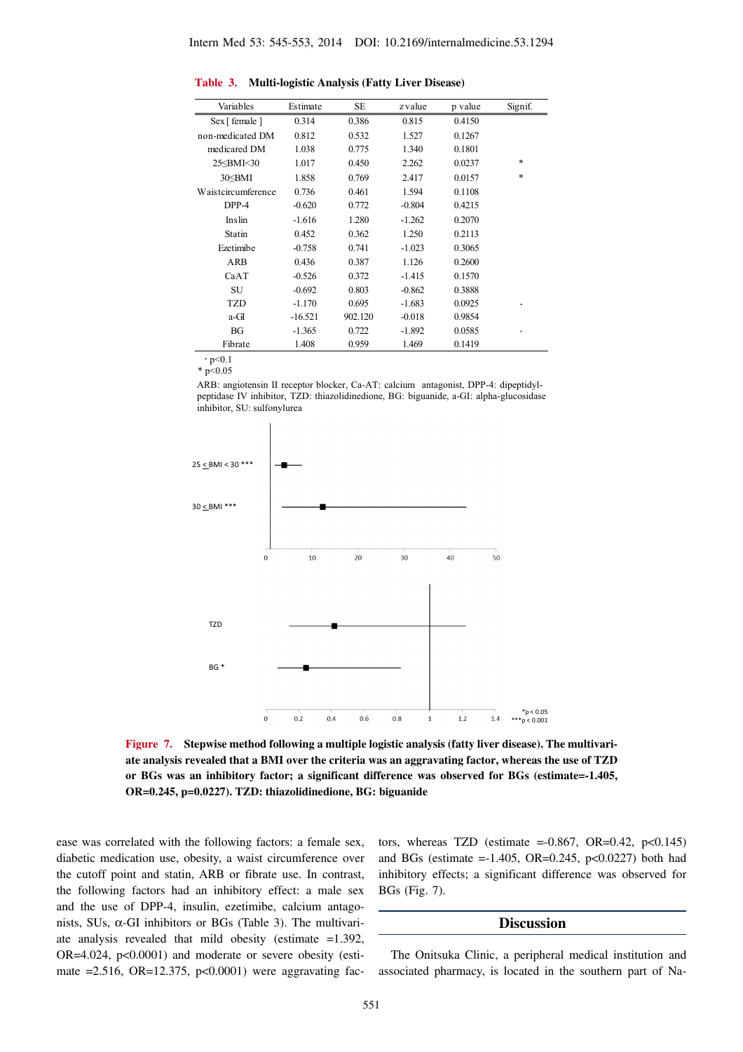**Table 3. Multi-logistic Analysis (Fatty Liver Disease)**

| Variables | Estimate | SE | z value | p value | Signif. |
|---|---|---|---|---|---|
| Sex [ female ] | 0.314 | 0.386 | 0.815 | 0.4150 | |
| non-medicated DM | 0.812 | 0.532 | 1.527 | 0.1267 | |
| medicared DM | 1.038 | 0.775 | 1.340 | 0.1801 | |
| 25≤BMI<30 | 1.017 | 0.450 | 2.262 | 0.0237 | * |
| 30≤BMI | 1.858 | 0.769 | 2.417 | 0.0157 | * |
| Waistcircumference | 0.736 | 0.461 | 1.594 | 0.1108 | |
| DPP-4 | -0.620 | 0.772 | -0.804 | 0.4215 | |
| Inslin | -1.616 | 1.280 | -1.262 | 0.2070 | |
| Statin | 0.452 | 0.362 | 1.250 | 0.2113 | |
| Ezetimibe | -0.758 | 0.741 | -1.023 | 0.3065 | |
| ARB | 0.436 | 0.387 | 1.126 | 0.2600 | |
| CaAT | -0.526 | 0.372 | -1.415 | 0.1570 | |
| SU | -0.692 | 0.803 | -0.862 | 0.3888 | |
| TZD | -1.170 | 0.695 | -1.683 | 0.0925 | · |
| a-GI | -16.521 | 902.120 | -0.018 | 0.9854 | |
| BG | -1.365 | 0.722 | -1.892 | 0.0585 | · |
| Fibrate | 1.408 | 0.959 | 1.469 | 0.1419 | |

· p<0.1
\* p<0.05

ARB: angiotensin II receptor blocker, Ca-AT: calcium antagonist, DPP-4: dipeptidyl-peptidase IV inhibitor, TZD: thiazolidinedione, BG: biguanide, a-GI: alpha-glucosidase inhibitor, SU: sulfonylurea

**Figure 7. Stepwise method following a multiple logistic analysis (fatty liver disease). The multivariate analysis revealed that a BMI over the criteria was an aggravating factor, whereas the use of TZD or BGs was an inhibitory factor; a significant difference was observed for BGs (estimate=-1.405, OR=0.245, p=0.0227). TZD: thiazolidinedione, BG: biguanide**

ease was correlated with the following factors: a female sex, diabetic medication use, obesity, a waist circumference over the cutoff point and statin, ARB or fibrate use. In contrast, the following factors had an inhibitory effect: a male sex and the use of DPP-4, insulin, ezetimibe, calcium antagonists, SUs, α-GI inhibitors or BGs (Table 3). The multivariate analysis revealed that mild obesity (estimate =1.392, OR=4.024, $p<0.0001$) and moderate or severe obesity (estimate =2.516, OR=12.375, $p<0.0001$) were aggravating factors, whereas TZD (estimate =-0.867, OR=0.42, $p<0.145$) and BGs (estimate =-1.405, OR=0.245, $p<0.0227$) both had inhibitory effects; a significant difference was observed for BGs (Fig. 7).

## Discussion

The Onitsuka Clinic, a peripheral medical institution and associated pharmacy, is located in the southern part of Na-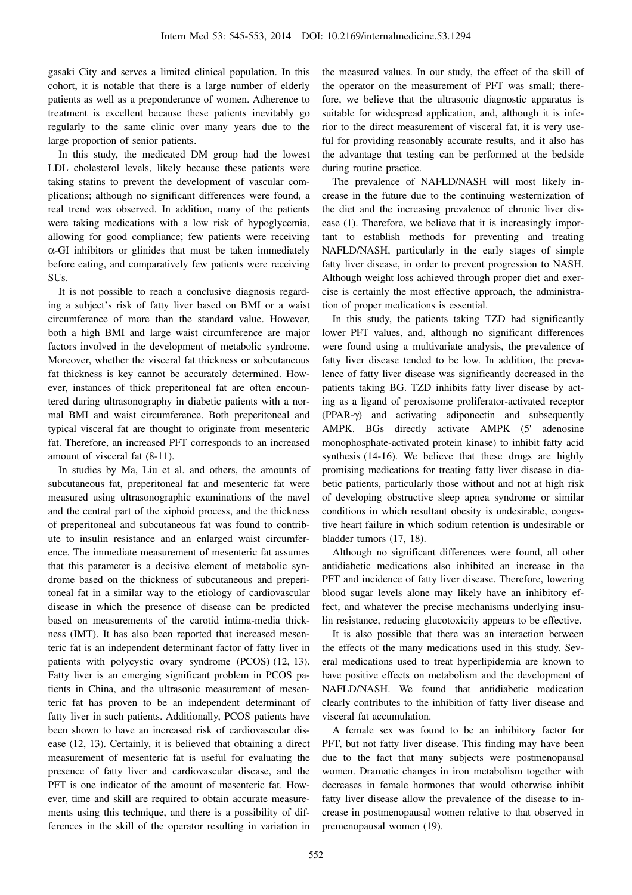gasaki City and serves a limited clinical population. In this cohort, it is notable that there is a large number of elderly patients as well as a preponderance of women. Adherence to treatment is excellent because these patients inevitably go regularly to the same clinic over many years due to the large proportion of senior patients.

In this study, the medicated DM group had the lowest LDL cholesterol levels, likely because these patients were taking statins to prevent the development of vascular complications; although no significant differences were found, a real trend was observed. In addition, many of the patients were taking medications with a low risk of hypoglycemia, allowing for good compliance; few patients were receiving α-GI inhibitors or glinides that must be taken immediately before eating, and comparatively few patients were receiving SUs.

It is not possible to reach a conclusive diagnosis regarding a subject's risk of fatty liver based on BMI or a waist circumference of more than the standard value. However, both a high BMI and large waist circumference are major factors involved in the development of metabolic syndrome. Moreover, whether the visceral fat thickness or subcutaneous fat thickness is key cannot be accurately determined. However, instances of thick preperitoneal fat are often encountered during ultrasonography in diabetic patients with a normal BMI and waist circumference. Both preperitoneal and typical visceral fat are thought to originate from mesenteric fat. Therefore, an increased PFT corresponds to an increased amount of visceral fat (8-11).

In studies by Ma, Liu et al. and others, the amounts of subcutaneous fat, preperitoneal fat and mesenteric fat were measured using ultrasonographic examinations of the navel and the central part of the xiphoid process, and the thickness of preperitoneal and subcutaneous fat was found to contribute to insulin resistance and an enlarged waist circumference. The immediate measurement of mesenteric fat assumes that this parameter is a decisive element of metabolic syndrome based on the thickness of subcutaneous and preperitoneal fat in a similar way to the etiology of cardiovascular disease in which the presence of disease can be predicted based on measurements of the carotid intima-media thickness (IMT). It has also been reported that increased mesenteric fat is an independent determinant factor of fatty liver in patients with polycystic ovary syndrome (PCOS) (12, 13). Fatty liver is an emerging significant problem in PCOS patients in China, and the ultrasonic measurement of mesenteric fat has proven to be an independent determinant of fatty liver in such patients. Additionally, PCOS patients have been shown to have an increased risk of cardiovascular disease (12, 13). Certainly, it is believed that obtaining a direct measurement of mesenteric fat is useful for evaluating the presence of fatty liver and cardiovascular disease, and the PFT is one indicator of the amount of mesenteric fat. However, time and skill are required to obtain accurate measurements using this technique, and there is a possibility of differences in the skill of the operator resulting in variation in the measured values. In our study, the effect of the skill of the operator on the measurement of PFT was small; therefore, we believe that the ultrasonic diagnostic apparatus is suitable for widespread application, and, although it is inferior to the direct measurement of visceral fat, it is very useful for providing reasonably accurate results, and it also has the advantage that testing can be performed at the bedside during routine practice.

The prevalence of NAFLD/NASH will most likely increase in the future due to the continuing westernization of the diet and the increasing prevalence of chronic liver disease (1). Therefore, we believe that it is increasingly important to establish methods for preventing and treating NAFLD/NASH, particularly in the early stages of simple fatty liver disease, in order to prevent progression to NASH. Although weight loss achieved through proper diet and exercise is certainly the most effective approach, the administration of proper medications is essential.

In this study, the patients taking TZD had significantly lower PFT values, and, although no significant differences were found using a multivariate analysis, the prevalence of fatty liver disease tended to be low. In addition, the prevalence of fatty liver disease was significantly decreased in the patients taking BG. TZD inhibits fatty liver disease by acting as a ligand of peroxisome proliferator-activated receptor (PPAR-γ) and activating adiponectin and subsequently AMPK. BGs directly activate AMPK (5' adenosine monophosphate-activated protein kinase) to inhibit fatty acid synthesis (14-16). We believe that these drugs are highly promising medications for treating fatty liver disease in diabetic patients, particularly those without and not at high risk of developing obstructive sleep apnea syndrome or similar conditions in which resultant obesity is undesirable, congestive heart failure in which sodium retention is undesirable or bladder tumors (17, 18).

Although no significant differences were found, all other antidiabetic medications also inhibited an increase in the PFT and incidence of fatty liver disease. Therefore, lowering blood sugar levels alone may likely have an inhibitory effect, and whatever the precise mechanisms underlying insulin resistance, reducing glucotoxicity appears to be effective.

It is also possible that there was an interaction between the effects of the many medications used in this study. Several medications used to treat hyperlipidemia are known to have positive effects on metabolism and the development of NAFLD/NASH. We found that antidiabetic medication clearly contributes to the inhibition of fatty liver disease and visceral fat accumulation.

A female sex was found to be an inhibitory factor for PFT, but not fatty liver disease. This finding may have been due to the fact that many subjects were postmenopausal women. Dramatic changes in iron metabolism together with decreases in female hormones that would otherwise inhibit fatty liver disease allow the prevalence of the disease to increase in postmenopausal women relative to that observed in premenopausal women (19).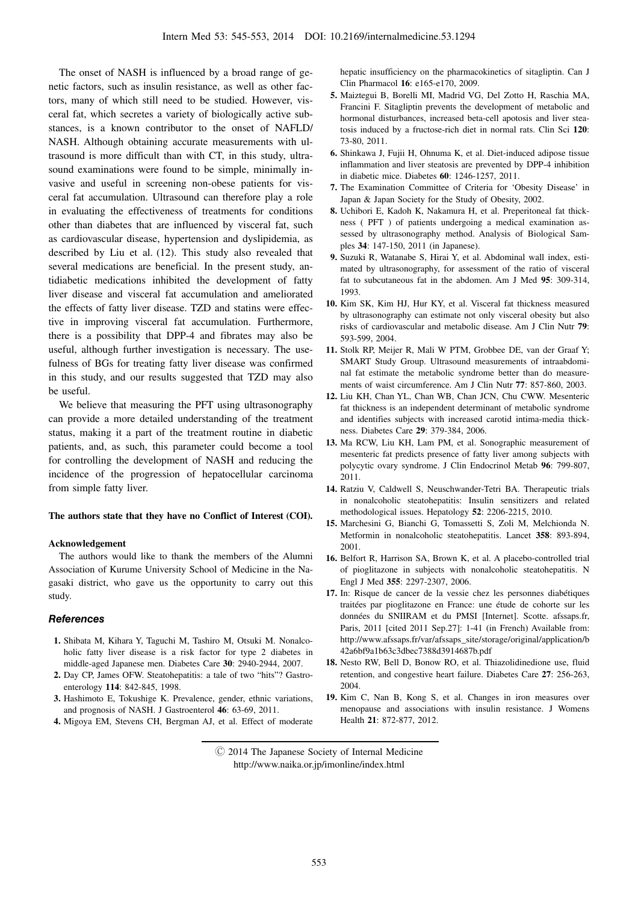The onset of NASH is influenced by a broad range of genetic factors, such as insulin resistance, as well as other factors, many of which still need to be studied. However, visceral fat, which secretes a variety of biologically active substances, is a known contributor to the onset of NAFLD/NASH. Although obtaining accurate measurements with ultrasound is more difficult than with CT, in this study, ultrasound examinations were found to be simple, minimally invasive and useful in screening non-obese patients for visceral fat accumulation. Ultrasound can therefore play a role in evaluating the effectiveness of treatments for conditions other than diabetes that are influenced by visceral fat, such as cardiovascular disease, hypertension and dyslipidemia, as described by Liu et al. (12). This study also revealed that several medications are beneficial. In the present study, antidiabetic medications inhibited the development of fatty liver disease and visceral fat accumulation and ameliorated the effects of fatty liver disease. TZD and statins were effective in improving visceral fat accumulation. Furthermore, there is a possibility that DPP-4 and fibrates may also be useful, although further investigation is necessary. The usefulness of BGs for treating fatty liver disease was confirmed in this study, and our results suggested that TZD may also be useful.

We believe that measuring the PFT using ultrasonography can provide a more detailed understanding of the treatment status, making it a part of the treatment routine in diabetic patients, and, as such, this parameter could become a tool for controlling the development of NASH and reducing the incidence of the progression of hepatocellular carcinoma from simple fatty liver.

**The authors state that they have no Conflict of Interest (COI).**

**Acknowledgement**

The authors would like to thank the members of the Alumni Association of Kurume University School of Medicine in the Nagasaki district, who gave us the opportunity to carry out this study.

## References

1. Shibata M, Kihara Y, Taguchi M, Tashiro M, Otsuki M. Nonalcoholic fatty liver disease is a risk factor for type 2 diabetes in middle-aged Japanese men. Diabetes Care **30**: 2940-2944, 2007.
2. Day CP, James OFW. Steatohepatitis: a tale of two "hits"? Gastroenterology **114**: 842-845, 1998.
3. Hashimoto E, Tokushige K. Prevalence, gender, ethnic variations, and prognosis of NASH. J Gastroenterol **46**: 63-69, 2011.
4. Migoya EM, Stevens CH, Bergman AJ, et al. Effect of moderate hepatic insufficiency on the pharmacokinetics of sitagliptin. Can J Clin Pharmacol **16**: e165-e170, 2009.
5. Maiztegui B, Borelli MI, Madrid VG, Del Zotto H, Raschia MA, Francini F. Sitagliptin prevents the development of metabolic and hormonal disturbances, increased beta-cell apotosis and liver steatosis induced by a fructose-rich diet in normal rats. Clin Sci **120**: 73-80, 2011.
6. Shinkawa J, Fujii H, Ohnuma K, et al. Diet-induced adipose tissue inflammation and liver steatosis are prevented by DPP-4 inhibition in diabetic mice. Diabetes **60**: 1246-1257, 2011.
7. The Examination Committee of Criteria for 'Obesity Disease' in Japan & Japan Society for the Study of Obesity, 2002.
8. Uchibori E, Kadoh K, Nakamura H, et al. Preperitoneal fat thickness ( PFT ) of patients undergoing a medical examination assessed by ultrasonography method. Analysis of Biological Samples **34**: 147-150, 2011 (in Japanese).
9. Suzuki R, Watanabe S, Hirai Y, et al. Abdominal wall index, estimated by ultrasonography, for assessment of the ratio of visceral fat to subcutaneous fat in the abdomen. Am J Med **95**: 309-314, 1993.
10. Kim SK, Kim HJ, Hur KY, et al. Visceral fat thickness measured by ultrasonography can estimate not only visceral obesity but also risks of cardiovascular and metabolic disease. Am J Clin Nutr **79**: 593-599, 2004.
11. Stolk RP, Meijer R, Mali W PTM, Grobbee DE, van der Graaf Y; SMART Study Group. Ultrasound measurements of intraabdominal fat estimate the metabolic syndrome better than do measurements of waist circumference. Am J Clin Nutr **77**: 857-860, 2003.
12. Liu KH, Chan YL, Chan WB, Chan JCN, Chu CWW. Mesenteric fat thickness is an independent determinant of metabolic syndrome and identifies subjects with increased carotid intima-media thickness. Diabetes Care **29**: 379-384, 2006.
13. Ma RCW, Liu KH, Lam PM, et al. Sonographic measurement of mesenteric fat predicts presence of fatty liver among subjects with polycytic ovary syndrome. J Clin Endocrinol Metab **96**: 799-807, 2011.
14. Ratziu V, Caldwell S, Neuschwander-Tetri BA. Therapeutic trials in nonalcoholic steatohepatitis: Insulin sensitizers and related methodological issues. Hepatology **52**: 2206-2215, 2010.
15. Marchesini G, Bianchi G, Tomassetti S, Zoli M, Melchionda N. Metformin in nonalcoholic steatohepatitis. Lancet **358**: 893-894, 2001.
16. Belfort R, Harrison SA, Brown K, et al. A placebo-controlled trial of pioglitazone in subjects with nonalcoholic steatohepatitis. N Engl J Med **355**: 2297-2307, 2006.
17. In: Risque de cancer de la vessie chez les personnes diabétiques traitées par pioglitazone en France: une étude de cohorte sur les données du SNIIRAM et du PMSI [Internet]. Scotte. afssaps.fr, Paris, 2011 [cited 2011 Sep.27]: 1-41 (in French) Available from: http://www.afssaps.fr/var/afssaps_site/storage/original/application/b42a6bf9a1b63c3dbec7388d3914687b.pdf
18. Nesto RW, Bell D, Bonow RO, et al. Thiazolidinedione use, fluid retention, and congestive heart failure. Diabetes Care **27**: 256-263, 2004.
19. Kim C, Nan B, Kong S, et al. Changes in iron measures over menopause and associations with insulin resistance. J Womens Health **21**: 872-877, 2012.

© 2014 The Japanese Society of Internal Medicine
http://www.naika.or.jp/imonline/index.html